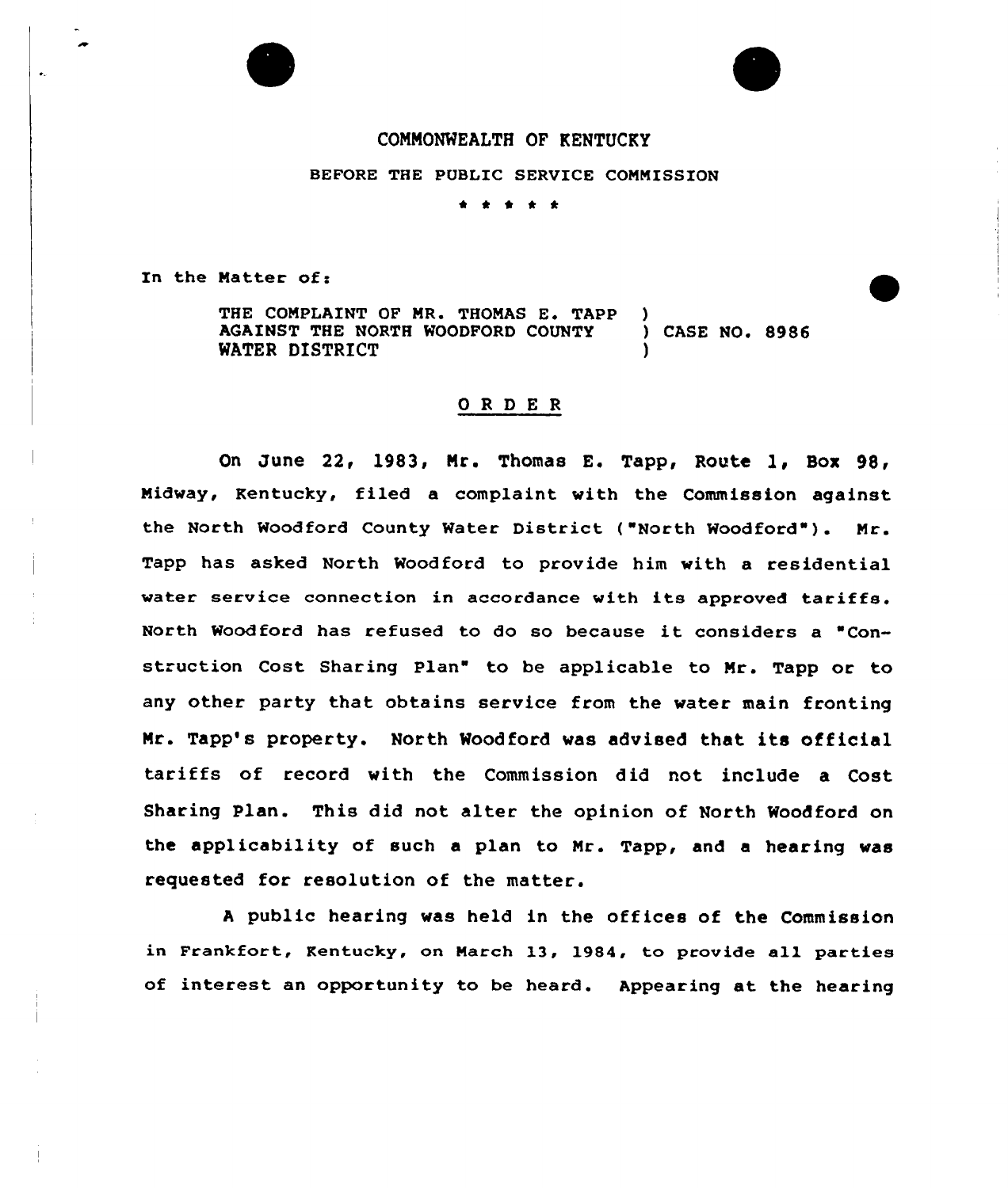COMMONWEALTH OF KENTUCKY

BEFORE THE PUBLIC SERVICE COMMISSION

\* \* \* \* \*

In the Matter of:

| | | |
|---|---|---|
| THE COMPLAINT OF MR. THOMAS E. TAPP AGAINST THE NORTH WOODFORD COUNTY WATER DISTRICT | ) ) ) | CASE NO. 8986 |

# ORDER

On June 22, 1983, Mr. Thomas E. Tapp, Route 1, Box 98, Midway, Kentucky, filed a complaint with the Commission against the North Woodford County Water District ("North Woodford"). Mr. Tapp has asked North Woodford to provide him with a residential water service connection in accordance with its approved tariffs. North Woodford has refused to do so because it considers a "Construction Cost Sharing Plan" to be applicable to Mr. Tapp or to any other party that obtains service from the water main fronting Mr. Tapp's property. North Woodford was advised that its official tariffs of record with the Commission did not include a Cost Sharing Plan. This did not alter the opinion of North Woodford on the applicability of such a plan to Mr. Tapp, and a hearing was requested for resolution of the matter.

A public hearing was held in the offices of the Commission in Frankfort, Kentucky, on March 13, 1984, to provide all parties of interest an opportunity to be heard. Appearing at the hearing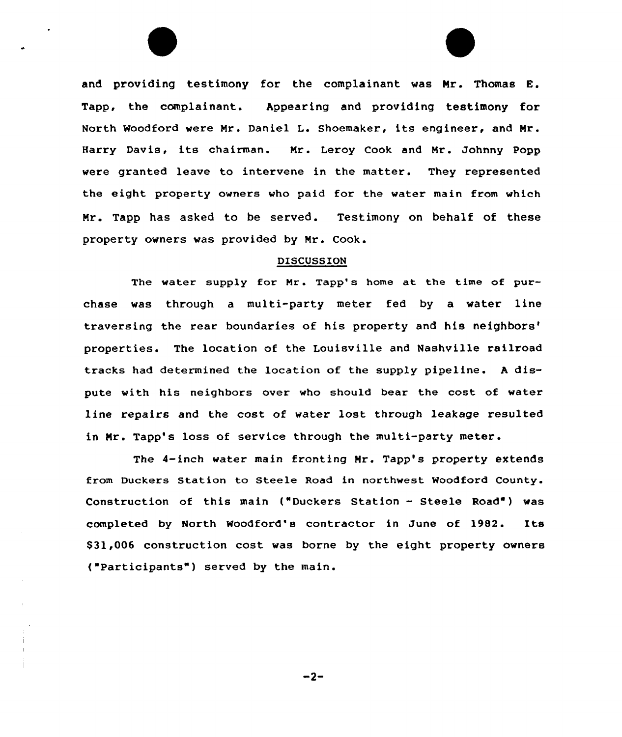and providing testimony for the complainant was Mr. Thomas E. Tapp, the complainant. Appearing and providing testimony for North Woodford were Mr. Daniel L. Shoemaker, its engineer, and Mr. Harry Davis, its chairman. Mr. Leroy Cook and Mr. Johnny Popp were granted leave to intervene in the matter. They represented the eight property owners who paid for the water main from which Mr. Tapp has asked to be served. Testimony on behalf of these property owners was provided by Mr. Cook.

## DISCUSSION

The water supply for Mr. Tapp's home at the time of purchase was through a multi-party meter fed by a water line traversing the rear boundaries of his property and his neighbors' properties. The location of the Louisville and Nashville railroad tracks had determined the location of the supply pipeline. A dispute with his neighbors over who should bear the cost of water line repairs and the cost of water lost through leakage resulted in Mr. Tapp's loss of service through the multi-party meter.

The 4-inch water main fronting Mr. Tapp's property extends from Duckers Station to Steele Road in northwest Woodford County. Construction of this main ("Duckers Station - Steele Road") was completed by North Woodford's contractor in June of 1982. Its $31,006 construction cost was borne by the eight property owners ("Participants") served by the main.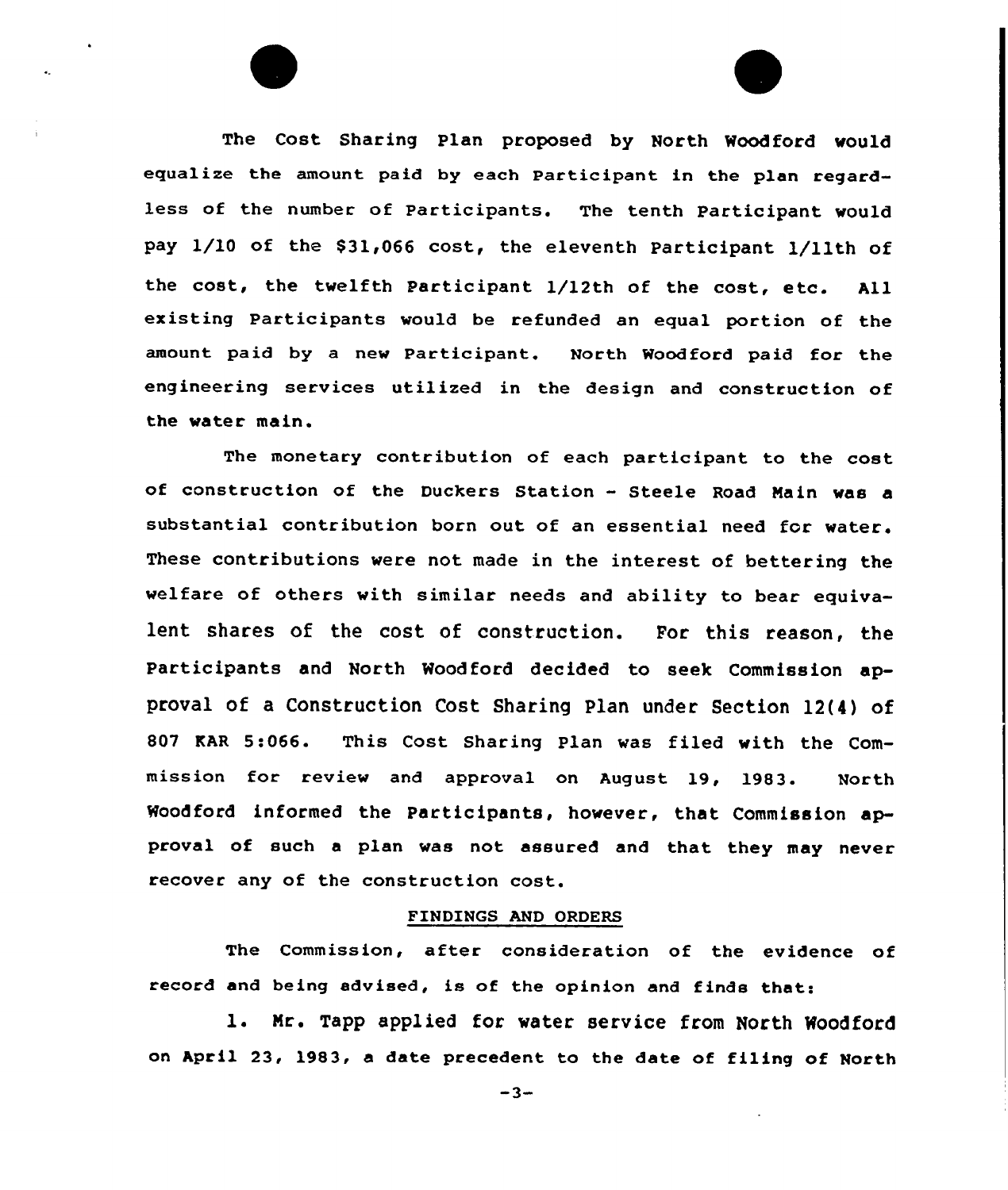The Cost Sharing Plan proposed by North Woodford would equalize the amount paid by each Participant in the plan regardless of the number of Participants. The tenth Participant would pay 1/10 of the $31,066 cost, the eleventh Participant 1/11th of the cost, the twelfth Participant 1/12th of the cost, etc. All existing Participants would be refunded an equal portion of the amount paid by a new Participant. North Woodford paid for the engineering services utilized in the design and construction of the water main.

The monetary contribution of each participant to the cost of construction of the Duckers Station - Steele Road Main was a substantial contribution born out of an essential need for water. These contributions were not made in the interest of bettering the welfare of others with similar needs and ability to bear equivalent shares of the cost of construction. For this reason, the Participants and North Woodford decided to seek Commission approval of a Construction Cost Sharing Plan under Section 12(4) of 807 KAR 5:066. This Cost Sharing Plan was filed with the Commission for review and approval on August 19, 1983. North Woodford informed the Participants, however, that Commission approval of such a plan was not assured and that they may never recover any of the construction cost.

## FINDINGS AND ORDERS

The Commission, after consideration of the evidence of record and being advised, is of the opinion and finds that:

1. Mr. Tapp applied for water service from North Woodford on April 23, 1983, a date precedent to the date of filing of North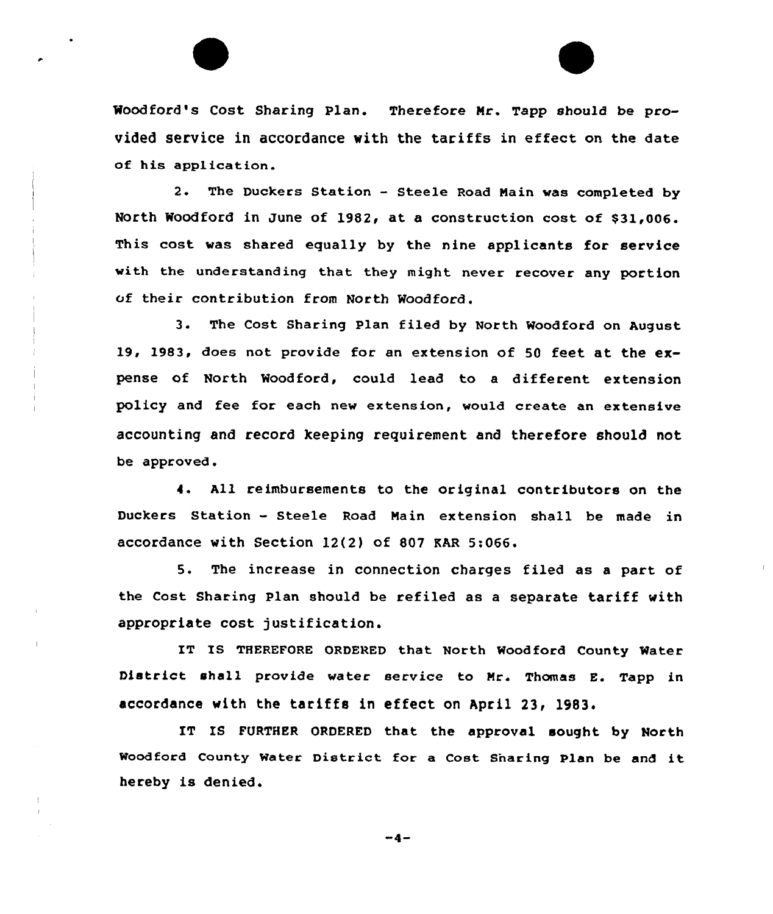Woodford's Cost Sharing Plan. Therefore Mr. Tapp should be provided service in accordance with the tariffs in effect on the date of his application.

2. The Duckers Station - Steele Road Main was completed by North Woodford in June of 1982, at a construction cost of $31,006. This cost was shared equally by the nine applicants for service with the understanding that they might never recover any portion of their contribution from North Woodford.

3. The Cost Sharing Plan filed by North Woodford on August 19, 1983, does not provide for an extension of 50 feet at the expense of North Woodford, could lead to a different extension policy and fee for each new extension, would create an extensive accounting and record keeping requirement and therefore should not be approved.

4. All reimbursements to the original contributors on the Duckers Station - Steele Road Main extension shall be made in accordance with Section 12(2) of 807 KAR 5:066.

5. The increase in connection charges filed as a part of the Cost Sharing Plan should be refiled as a separate tariff with appropriate cost justification.

IT IS THEREFORE ORDERED that North Woodford County Water District shall provide water service to Mr. Thomas E. Tapp in accordance with the tariffs in effect on April 23, 1983.

IT IS FURTHER ORDERED that the approval sought by North Woodford County Water District for a Cost Sharing Plan be and it hereby is denied.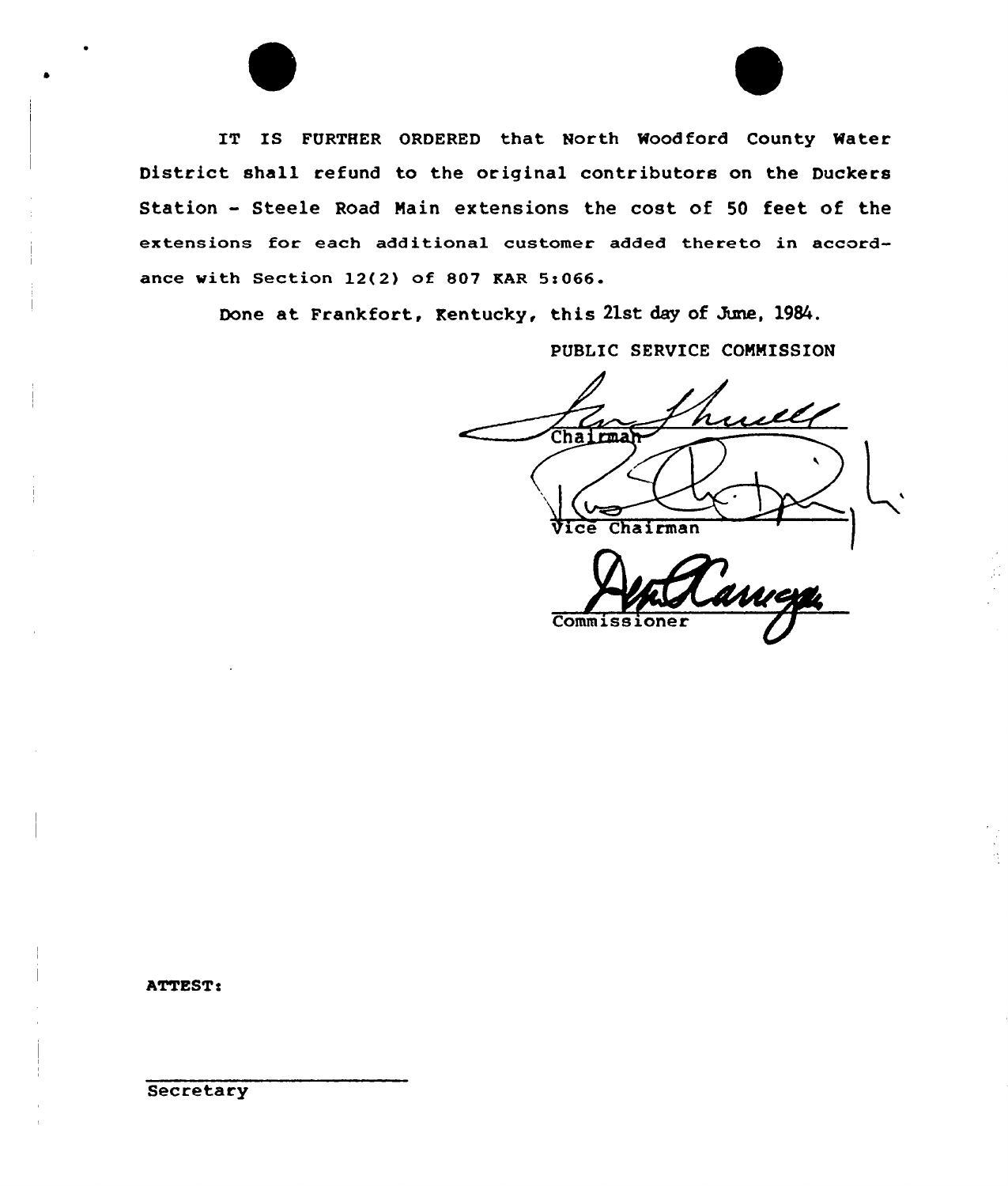IT IS FURTHER ORDERED that North Woodford County Water District shall refund to the original contributors on the Duckers Station - Steele Road Main extensions the cost of 50 feet of the extensions for each additional customer added thereto in accordance with Section 12(2) of 807 KAR 5:066.

Done at Frankfort, Kentucky, this 21st day of June, 1984.

PUBLIC SERVICE COMMISSION

Chairman

Vice Chairman

Commissioner

ATTEST:

Secretary